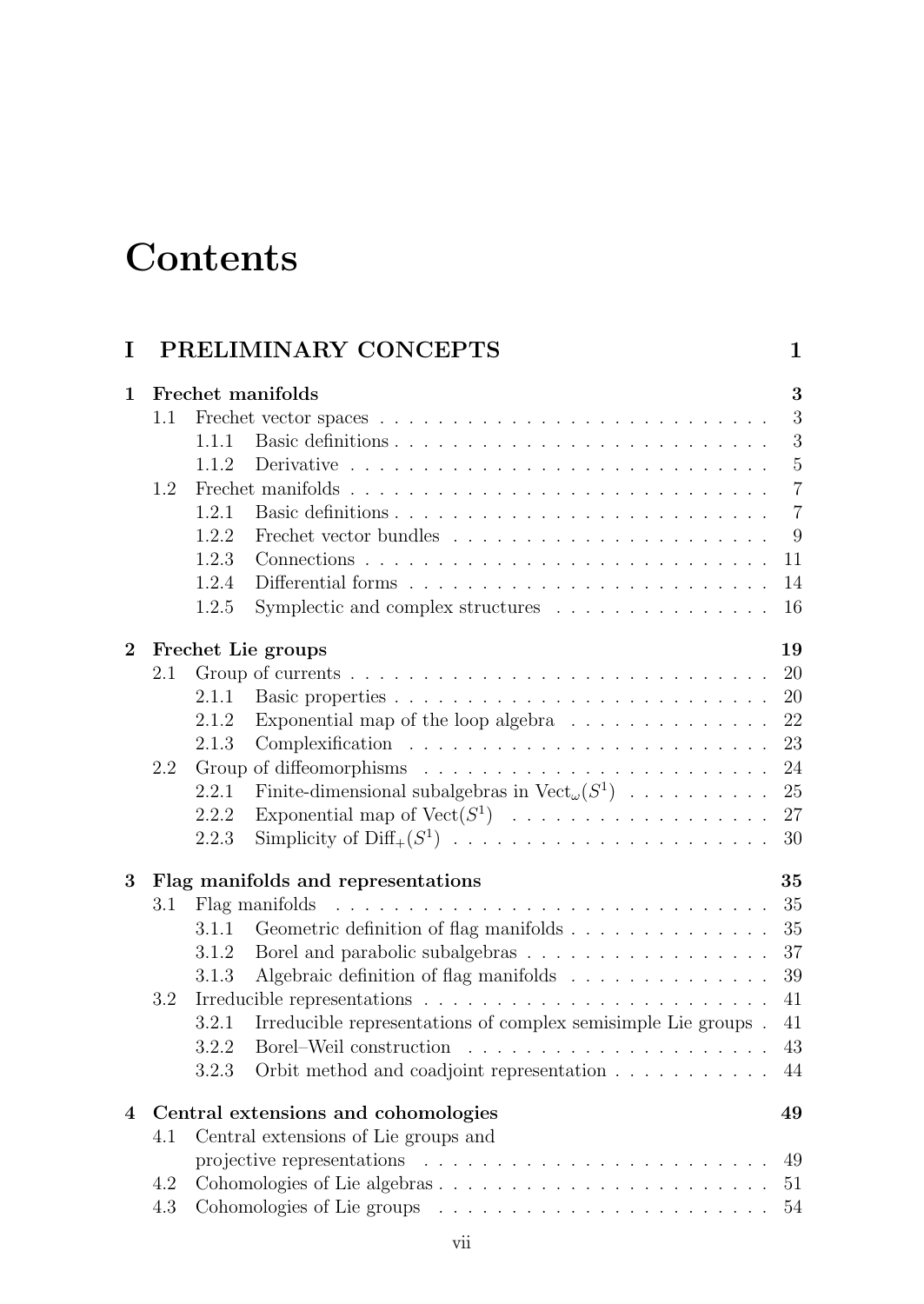# Contents

| | | |
|---|---|---|
| **I** | **PRELIMINARY CONCEPTS** | **1** |
| **1** | **Frechet manifolds** | **3** |
| 1.1 | Frechet vector spaces | 3 |
| 1.1.1 | Basic definitions | 3 |
| 1.1.2 | Derivative | 5 |
| 1.2 | Frechet manifolds | 7 |
| 1.2.1 | Basic definitions | 7 |
| 1.2.2 | Frechet vector bundles | 9 |
| 1.2.3 | Connections | 11 |
| 1.2.4 | Differential forms | 14 |
| 1.2.5 | Symplectic and complex structures | 16 |
| **2** | **Frechet Lie groups** | **19** |
| 2.1 | Group of currents | 20 |
| 2.1.1 | Basic properties | 20 |
| 2.1.2 | Exponential map of the loop algebra | 22 |
| 2.1.3 | Complexification | 23 |
| 2.2 | Group of diffeomorphisms | 24 |
| 2.2.1 | Finite-dimensional subalgebras in $\mathrm{Vect}_\omega(S^1)$ | 25 |
| 2.2.2 | Exponential map of $\mathrm{Vect}(S^1)$ | 27 |
| 2.2.3 | Simplicity of $\mathrm{Diff}_+(S^1)$ | 30 |
| **3** | **Flag manifolds and representations** | **35** |
| 3.1 | Flag manifolds | 35 |
| 3.1.1 | Geometric definition of flag manifolds | 35 |
| 3.1.2 | Borel and parabolic subalgebras | 37 |
| 3.1.3 | Algebraic definition of flag manifolds | 39 |
| 3.2 | Irreducible representations | 41 |
| 3.2.1 | Irreducible representations of complex semisimple Lie groups | 41 |
| 3.2.2 | Borel–Weil construction | 43 |
| 3.2.3 | Orbit method and coadjoint representation | 44 |
| **4** | **Central extensions and cohomologies** | **49** |
| 4.1 | Central extensions of Lie groups and projective representations | 49 |
| 4.2 | Cohomologies of Lie algebras | 51 |
| 4.3 | Cohomologies of Lie groups | 54 |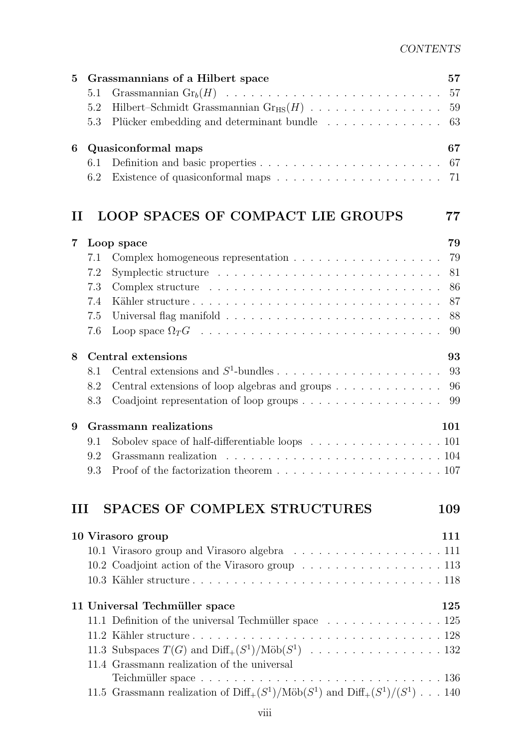**5 Grassmannians of a Hilbert space** **57**

- 5.1 Grassmannian $\mathrm{Gr}_b(H)$ . . . . . . . . . . . . . . . . . . . . . . . . . . 57
- 5.2 Hilbert–Schmidt Grassmannian $\mathrm{Gr}_{\mathrm{HS}}(H)$ . . . . . . . . . . . . . . . . 59
- 5.3 Plücker embedding and determinant bundle . . . . . . . . . . . . . . 63

**6 Quasiconformal maps** **67**

- 6.1 Definition and basic properties . . . . . . . . . . . . . . . . . . . . . . 67
- 6.2 Existence of quasiconformal maps . . . . . . . . . . . . . . . . . . . . 71

# II LOOP SPACES OF COMPACT LIE GROUPS 77

**7 Loop space** **79**

- 7.1 Complex homogeneous representation . . . . . . . . . . . . . . . . . . 79
- 7.2 Symplectic structure . . . . . . . . . . . . . . . . . . . . . . . . . . . 81
- 7.3 Complex structure . . . . . . . . . . . . . . . . . . . . . . . . . . . . 86
- 7.4 Kähler structure . . . . . . . . . . . . . . . . . . . . . . . . . . . . . . 87
- 7.5 Universal flag manifold . . . . . . . . . . . . . . . . . . . . . . . . . . 88
- 7.6 Loop space $\Omega_T G$ . . . . . . . . . . . . . . . . . . . . . . . . . . . . 90

**8 Central extensions** **93**

- 8.1 Central extensions and $S^1$-bundles . . . . . . . . . . . . . . . . . . . 93
- 8.2 Central extensions of loop algebras and groups . . . . . . . . . . . . . 96
- 8.3 Coadjoint representation of loop groups . . . . . . . . . . . . . . . . . 99

**9 Grassmann realizations** **101**

- 9.1 Sobolev space of half-differentiable loops . . . . . . . . . . . . . . . . 101
- 9.2 Grassmann realization . . . . . . . . . . . . . . . . . . . . . . . . . . 104
- 9.3 Proof of the factorization theorem . . . . . . . . . . . . . . . . . . . . 107

# III SPACES OF COMPLEX STRUCTURES 109

**10 Virasoro group** **111**

- 10.1 Virasoro group and Virasoro algebra . . . . . . . . . . . . . . . . . . 111
- 10.2 Coadjoint action of the Virasoro group . . . . . . . . . . . . . . . . . 113
- 10.3 Kähler structure . . . . . . . . . . . . . . . . . . . . . . . . . . . . . 118

**11 Universal Techmüller space** **125**

- 11.1 Definition of the universal Techmüller space . . . . . . . . . . . . . . 125
- 11.2 Kähler structure . . . . . . . . . . . . . . . . . . . . . . . . . . . . . 128
- 11.3 Subspaces $T(G)$ and $\mathrm{Diff}_+(S^1)/\mathrm{Möb}(S^1)$ . . . . . . . . . . . . . . . . 132
- 11.4 Grassmann realization of the universal Teichmüller space . . . . . . . . . . . . . . . . . . . . . . . . . . . . . 136
- 11.5 Grassmann realization of $\mathrm{Diff}_+(S^1)/\mathrm{Möb}(S^1)$ and $\mathrm{Diff}_+(S^1)/(S^1)$ . . . 140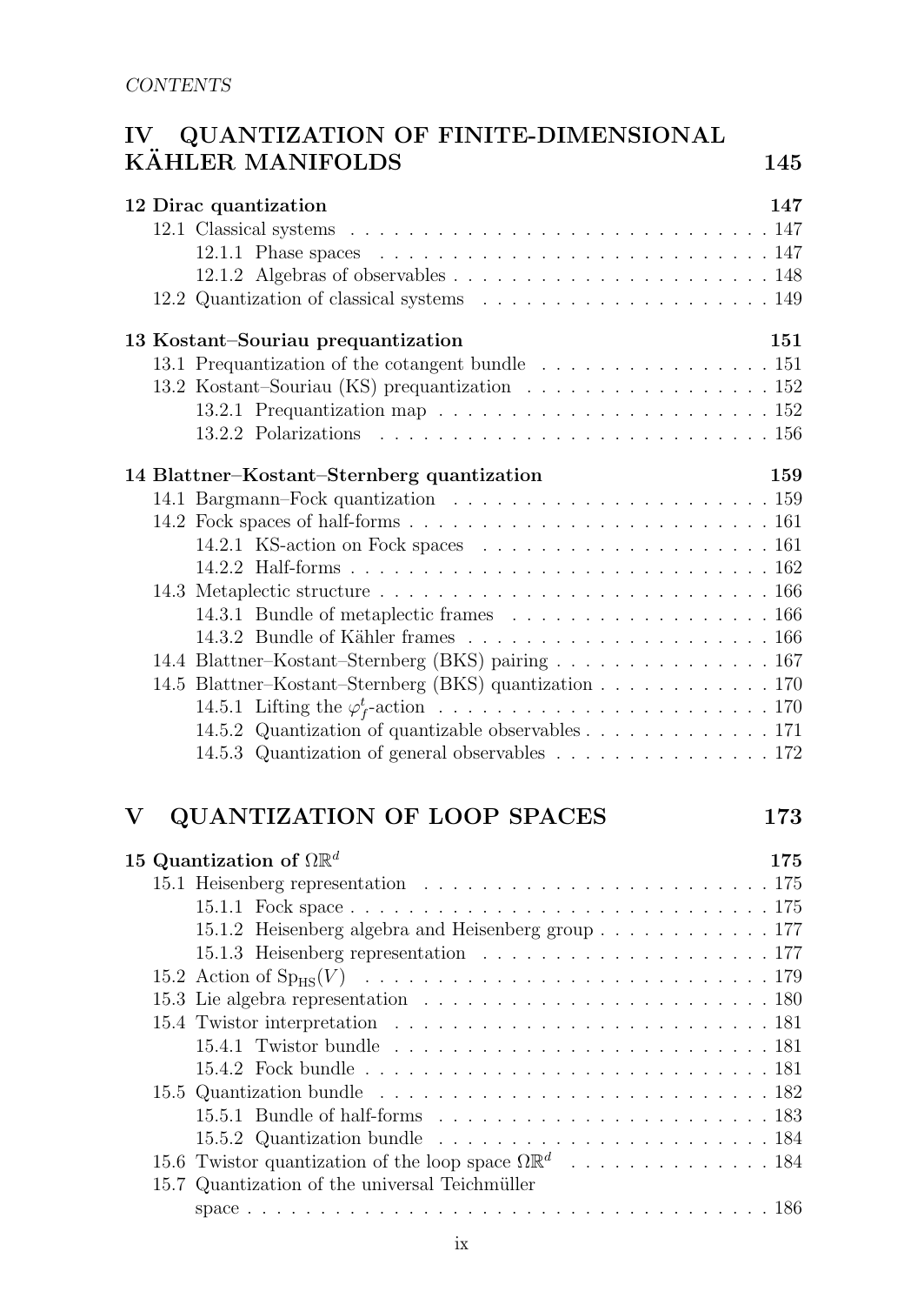# IV QUANTIZATION OF FINITE-DIMENSIONAL KÄHLER MANIFOLDS 145

**12 Dirac quantization 147**

- 12.1 Classical systems . . . 147
  - 12.1.1 Phase spaces . . . 147
  - 12.1.2 Algebras of observables . . . 148
- 12.2 Quantization of classical systems . . . 149

**13 Kostant–Souriau prequantization 151**

- 13.1 Prequantization of the cotangent bundle . . . 151
- 13.2 Kostant–Souriau (KS) prequantization . . . 152
  - 13.2.1 Prequantization map . . . 152
  - 13.2.2 Polarizations . . . 156

**14 Blattner–Kostant–Sternberg quantization 159**

- 14.1 Bargmann–Fock quantization . . . 159
- 14.2 Fock spaces of half-forms . . . 161
  - 14.2.1 KS-action on Fock spaces . . . 161
  - 14.2.2 Half-forms . . . 162
- 14.3 Metaplectic structure . . . 166
  - 14.3.1 Bundle of metaplectic frames . . . 166
  - 14.3.2 Bundle of Kähler frames . . . 166
- 14.4 Blattner–Kostant–Sternberg (BKS) pairing . . . 167
- 14.5 Blattner–Kostant–Sternberg (BKS) quantization . . . 170
  - 14.5.1 Lifting the $\varphi_f^t$-action . . . 170
  - 14.5.2 Quantization of quantizable observables . . . 171
  - 14.5.3 Quantization of general observables . . . 172

# V QUANTIZATION OF LOOP SPACES 173

**15 Quantization of $\Omega\mathbb{R}^d$ 175**

- 15.1 Heisenberg representation . . . 175
  - 15.1.1 Fock space . . . 175
  - 15.1.2 Heisenberg algebra and Heisenberg group . . . 177
  - 15.1.3 Heisenberg representation . . . 177
- 15.2 Action of $\mathrm{Sp}_{\mathrm{HS}}(V)$ . . . 179
- 15.3 Lie algebra representation . . . 180
- 15.4 Twistor interpretation . . . 181
  - 15.4.1 Twistor bundle . . . 181
  - 15.4.2 Fock bundle . . . 181
- 15.5 Quantization bundle . . . 182
  - 15.5.1 Bundle of half-forms . . . 183
  - 15.5.2 Quantization bundle . . . 184
- 15.6 Twistor quantization of the loop space $\Omega\mathbb{R}^d$ . . . 184
- 15.7 Quantization of the universal Teichmüller space . . . 186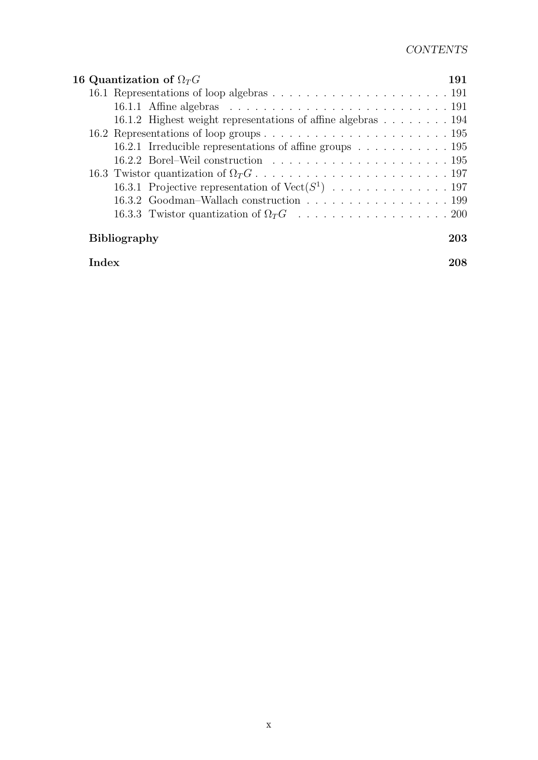**16 Quantization of $\Omega_T G$** 191

- 16.1 Representations of loop algebras . . . . . . . . . . . . . . . . . . . . . 191
  - 16.1.1 Affine algebras . . . . . . . . . . . . . . . . . . . . . . . . . . 191
  - 16.1.2 Highest weight representations of affine algebras . . . . . . . . 194
- 16.2 Representations of loop groups . . . . . . . . . . . . . . . . . . . . . 195
  - 16.2.1 Irreducible representations of affine groups . . . . . . . . . . . 195
  - 16.2.2 Borel–Weil construction . . . . . . . . . . . . . . . . . . . . . 195
- 16.3 Twistor quantization of $\Omega_T G$ . . . . . . . . . . . . . . . . . . . . . . . 197
  - 16.3.1 Projective representation of $\mathrm{Vect}(S^1)$ . . . . . . . . . . . . . . 197
  - 16.3.2 Goodman–Wallach construction . . . . . . . . . . . . . . . . . 199
  - 16.3.3 Twistor quantization of $\Omega_T G$ . . . . . . . . . . . . . . . . . . 200

**Bibliography** 203

**Index** 208